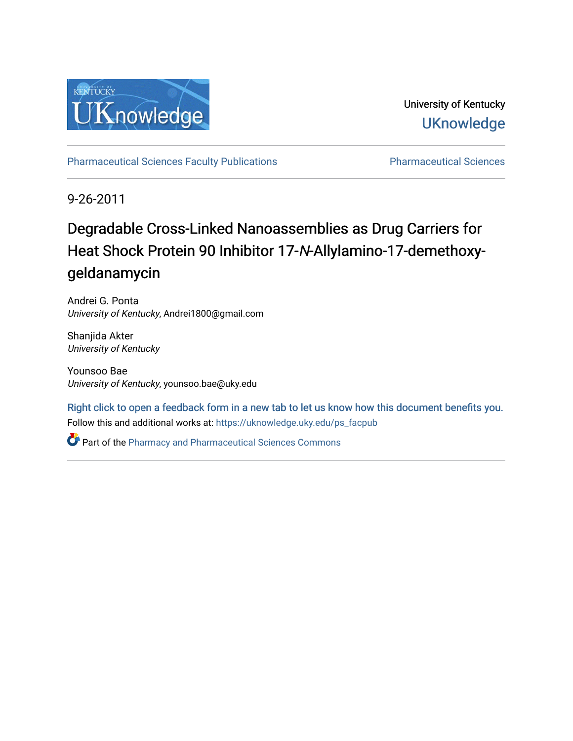University of Kentucky

UKnowledge

Pharmaceutical Sciences Faculty Publications

Pharmaceutical Sciences

9-26-2011

# Degradable Cross-Linked Nanoassemblies as Drug Carriers for Heat Shock Protein 90 Inhibitor 17-*N*-Allylamino-17-demethoxy-geldanamycin

Andrei G. Ponta
*University of Kentucky*, Andrei1800@gmail.com

Shanjida Akter
*University of Kentucky*

Younsoo Bae
*University of Kentucky*, younsoo.bae@uky.edu

Right click to open a feedback form in a new tab to let us know how this document benefits you.

Follow this and additional works at: https://uknowledge.uky.edu/ps_facpub

Part of the Pharmacy and Pharmaceutical Sciences Commons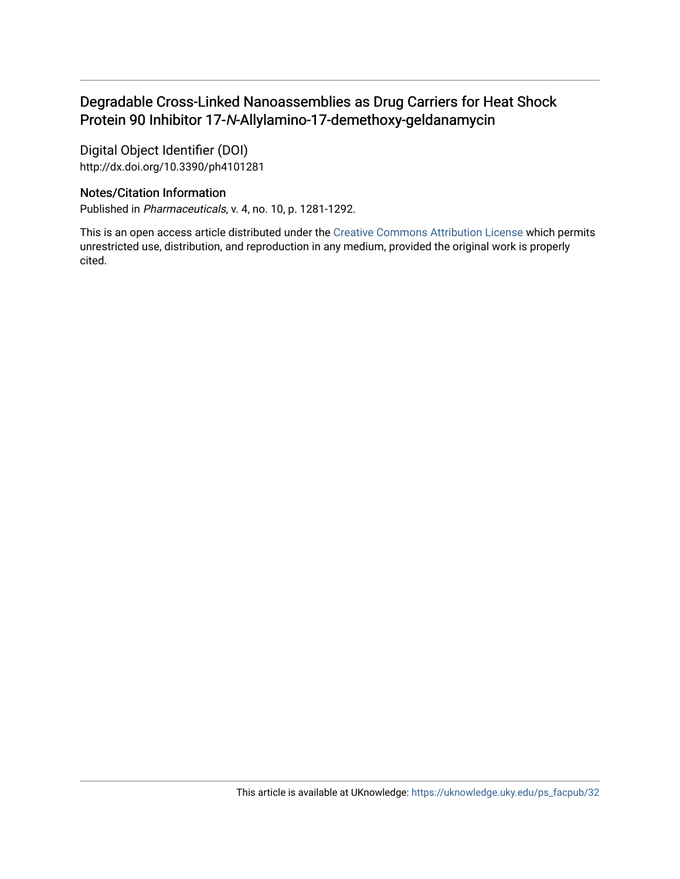# Degradable Cross-Linked Nanoassemblies as Drug Carriers for Heat Shock Protein 90 Inhibitor 17-*N*-Allylamino-17-demethoxy-geldanamycin

## Digital Object Identifier (DOI)

http://dx.doi.org/10.3390/ph4101281

## Notes/Citation Information

Published in *Pharmaceuticals*, v. 4, no. 10, p. 1281-1292.

This is an open access article distributed under the Creative Commons Attribution License which permits unrestricted use, distribution, and reproduction in any medium, provided the original work is properly cited.

This article is available at UKnowledge: https://uknowledge.uky.edu/ps_facpub/32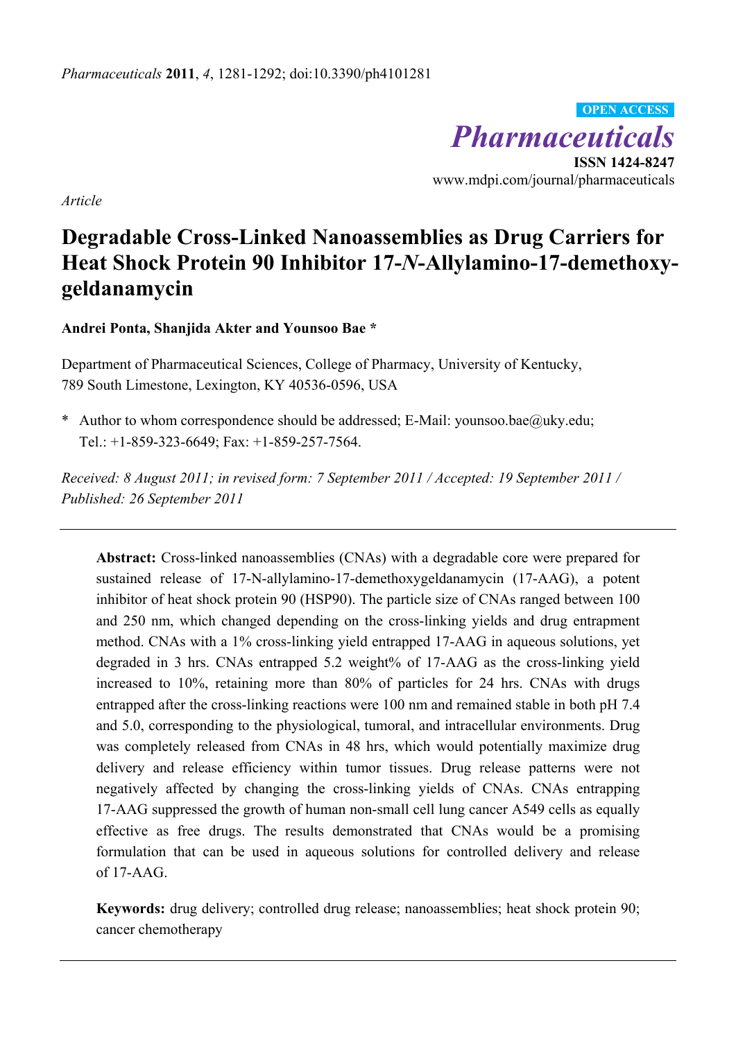*Article*

# Degradable Cross-Linked Nanoassemblies as Drug Carriers for Heat Shock Protein 90 Inhibitor 17-*N*-Allylamino-17-demethoxy-geldanamycin

**Andrei Ponta, Shanjida Akter and Younsoo Bae \***

Department of Pharmaceutical Sciences, College of Pharmacy, University of Kentucky, 789 South Limestone, Lexington, KY 40536-0596, USA

\* Author to whom correspondence should be addressed; E-Mail: younsoo.bae@uky.edu; Tel.: +1-859-323-6649; Fax: +1-859-257-7564.

*Received: 8 August 2011; in revised form: 7 September 2011 / Accepted: 19 September 2011 / Published: 26 September 2011*

---

**Abstract:** Cross-linked nanoassemblies (CNAs) with a degradable core were prepared for sustained release of 17-N-allylamino-17-demethoxygeldanamycin (17-AAG), a potent inhibitor of heat shock protein 90 (HSP90). The particle size of CNAs ranged between 100 and 250 nm, which changed depending on the cross-linking yields and drug entrapment method. CNAs with a 1% cross-linking yield entrapped 17-AAG in aqueous solutions, yet degraded in 3 hrs. CNAs entrapped 5.2 weight% of 17-AAG as the cross-linking yield increased to 10%, retaining more than 80% of particles for 24 hrs. CNAs with drugs entrapped after the cross-linking reactions were 100 nm and remained stable in both pH 7.4 and 5.0, corresponding to the physiological, tumoral, and intracellular environments. Drug was completely released from CNAs in 48 hrs, which would potentially maximize drug delivery and release efficiency within tumor tissues. Drug release patterns were not negatively affected by changing the cross-linking yields of CNAs. CNAs entrapping 17-AAG suppressed the growth of human non-small cell lung cancer A549 cells as equally effective as free drugs. The results demonstrated that CNAs would be a promising formulation that can be used in aqueous solutions for controlled delivery and release of 17-AAG.

**Keywords:** drug delivery; controlled drug release; nanoassemblies; heat shock protein 90; cancer chemotherapy

---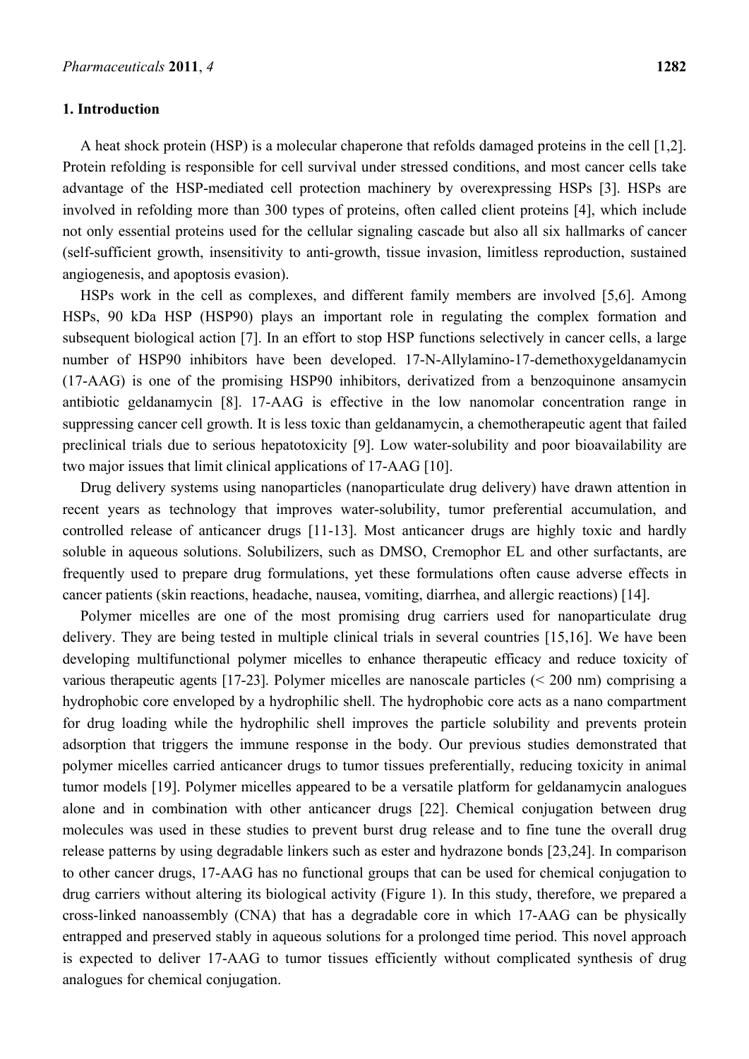## 1. Introduction

A heat shock protein (HSP) is a molecular chaperone that refolds damaged proteins in the cell [1,2]. Protein refolding is responsible for cell survival under stressed conditions, and most cancer cells take advantage of the HSP-mediated cell protection machinery by overexpressing HSPs [3]. HSPs are involved in refolding more than 300 types of proteins, often called client proteins [4], which include not only essential proteins used for the cellular signaling cascade but also all six hallmarks of cancer (self-sufficient growth, insensitivity to anti-growth, tissue invasion, limitless reproduction, sustained angiogenesis, and apoptosis evasion).

HSPs work in the cell as complexes, and different family members are involved [5,6]. Among HSPs, 90 kDa HSP (HSP90) plays an important role in regulating the complex formation and subsequent biological action [7]. In an effort to stop HSP functions selectively in cancer cells, a large number of HSP90 inhibitors have been developed. 17-N-Allylamino-17-demethoxygeldanamycin (17-AAG) is one of the promising HSP90 inhibitors, derivatized from a benzoquinone ansamycin antibiotic geldanamycin [8]. 17-AAG is effective in the low nanomolar concentration range in suppressing cancer cell growth. It is less toxic than geldanamycin, a chemotherapeutic agent that failed preclinical trials due to serious hepatotoxicity [9]. Low water-solubility and poor bioavailability are two major issues that limit clinical applications of 17-AAG [10].

Drug delivery systems using nanoparticles (nanoparticulate drug delivery) have drawn attention in recent years as technology that improves water-solubility, tumor preferential accumulation, and controlled release of anticancer drugs [11-13]. Most anticancer drugs are highly toxic and hardly soluble in aqueous solutions. Solubilizers, such as DMSO, Cremophor EL and other surfactants, are frequently used to prepare drug formulations, yet these formulations often cause adverse effects in cancer patients (skin reactions, headache, nausea, vomiting, diarrhea, and allergic reactions) [14].

Polymer micelles are one of the most promising drug carriers used for nanoparticulate drug delivery. They are being tested in multiple clinical trials in several countries [15,16]. We have been developing multifunctional polymer micelles to enhance therapeutic efficacy and reduce toxicity of various therapeutic agents [17-23]. Polymer micelles are nanoscale particles (< 200 nm) comprising a hydrophobic core enveloped by a hydrophilic shell. The hydrophobic core acts as a nano compartment for drug loading while the hydrophilic shell improves the particle solubility and prevents protein adsorption that triggers the immune response in the body. Our previous studies demonstrated that polymer micelles carried anticancer drugs to tumor tissues preferentially, reducing toxicity in animal tumor models [19]. Polymer micelles appeared to be a versatile platform for geldanamycin analogues alone and in combination with other anticancer drugs [22]. Chemical conjugation between drug molecules was used in these studies to prevent burst drug release and to fine tune the overall drug release patterns by using degradable linkers such as ester and hydrazone bonds [23,24]. In comparison to other cancer drugs, 17-AAG has no functional groups that can be used for chemical conjugation to drug carriers without altering its biological activity (Figure 1). In this study, therefore, we prepared a cross-linked nanoassembly (CNA) that has a degradable core in which 17-AAG can be physically entrapped and preserved stably in aqueous solutions for a prolonged time period. This novel approach is expected to deliver 17-AAG to tumor tissues efficiently without complicated synthesis of drug analogues for chemical conjugation.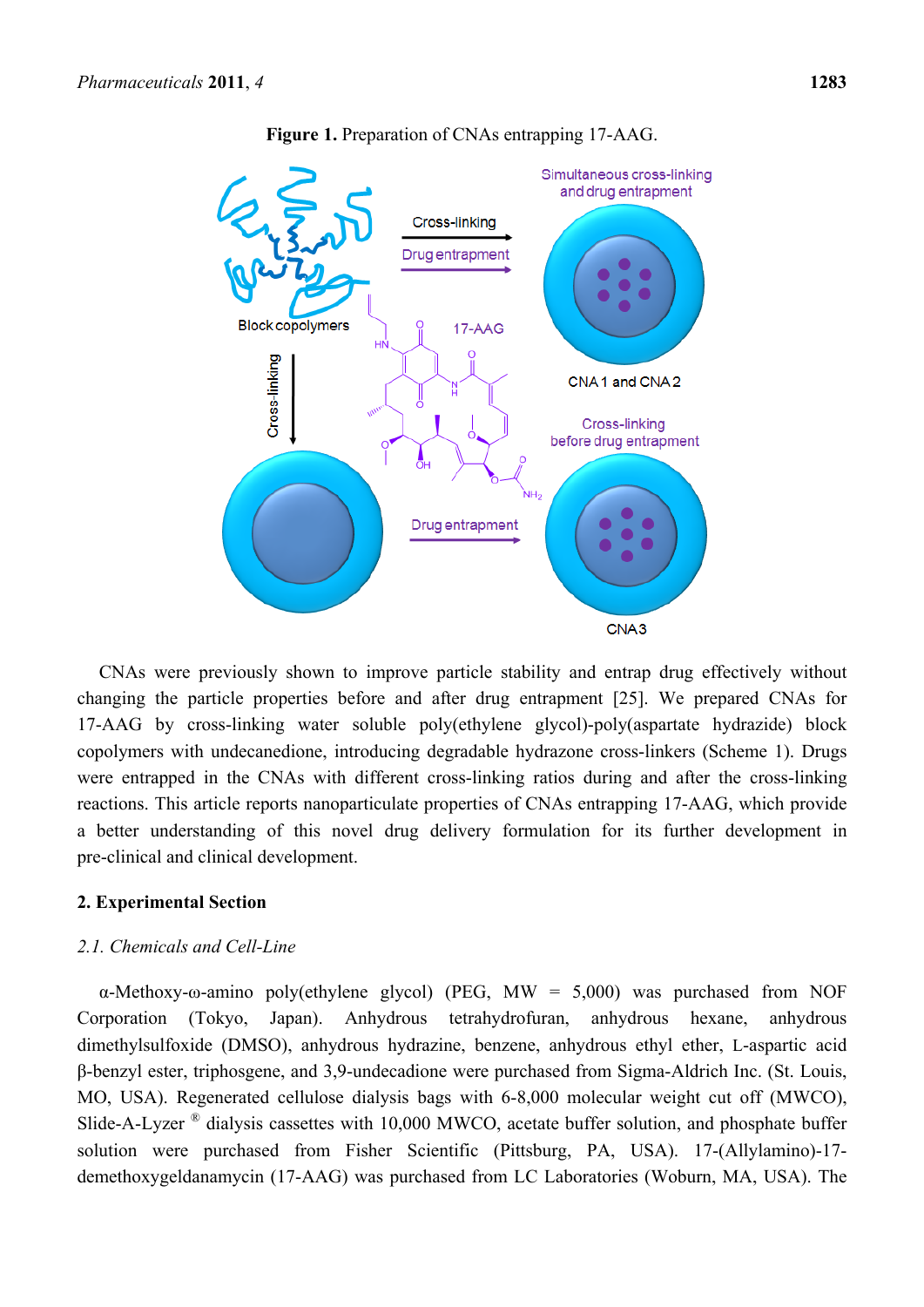**Figure 1.** Preparation of CNAs entrapping 17-AAG.

CNAs were previously shown to improve particle stability and entrap drug effectively without changing the particle properties before and after drug entrapment [25]. We prepared CNAs for 17-AAG by cross-linking water soluble poly(ethylene glycol)-poly(aspartate hydrazide) block copolymers with undecanedione, introducing degradable hydrazone cross-linkers (Scheme 1). Drugs were entrapped in the CNAs with different cross-linking ratios during and after the cross-linking reactions. This article reports nanoparticulate properties of CNAs entrapping 17-AAG, which provide a better understanding of this novel drug delivery formulation for its further development in pre-clinical and clinical development.

## 2. Experimental Section

### *2.1. Chemicals and Cell-Line*

α-Methoxy-ω-amino poly(ethylene glycol) (PEG, MW = 5,000) was purchased from NOF Corporation (Tokyo, Japan). Anhydrous tetrahydrofuran, anhydrous hexane, anhydrous dimethylsulfoxide (DMSO), anhydrous hydrazine, benzene, anhydrous ethyl ether, L-aspartic acid β-benzyl ester, triphosgene, and 3,9-undecadione were purchased from Sigma-Aldrich Inc. (St. Louis, MO, USA). Regenerated cellulose dialysis bags with 6-8,000 molecular weight cut off (MWCO), Slide-A-Lyzer ® dialysis cassettes with 10,000 MWCO, acetate buffer solution, and phosphate buffer solution were purchased from Fisher Scientific (Pittsburg, PA, USA). 17-(Allylamino)-17-demethoxygeldanamycin (17-AAG) was purchased from LC Laboratories (Woburn, MA, USA). The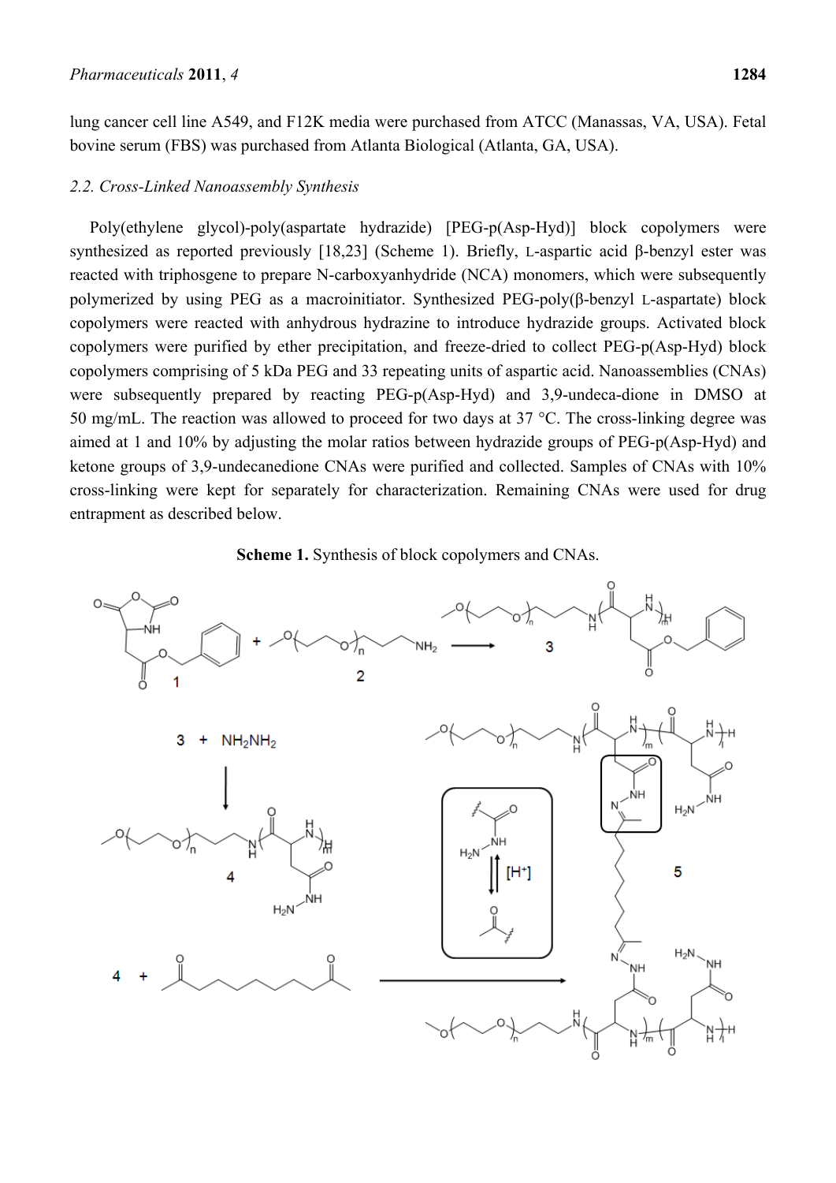lung cancer cell line A549, and F12K media were purchased from ATCC (Manassas, VA, USA). Fetal bovine serum (FBS) was purchased from Atlanta Biological (Atlanta, GA, USA).

### *2.2. Cross-Linked Nanoassembly Synthesis*

Poly(ethylene glycol)-poly(aspartate hydrazide) [PEG-p(Asp-Hyd)] block copolymers were synthesized as reported previously [18,23] (Scheme 1). Briefly, L-aspartic acid β-benzyl ester was reacted with triphosgene to prepare N-carboxyanhydride (NCA) monomers, which were subsequently polymerized by using PEG as a macroinitiator. Synthesized PEG-poly(β-benzyl L-aspartate) block copolymers were reacted with anhydrous hydrazine to introduce hydrazide groups. Activated block copolymers were purified by ether precipitation, and freeze-dried to collect PEG-p(Asp-Hyd) block copolymers comprising of 5 kDa PEG and 33 repeating units of aspartic acid. Nanoassemblies (CNAs) were subsequently prepared by reacting PEG-p(Asp-Hyd) and 3,9-undeca-dione in DMSO at 50 mg/mL. The reaction was allowed to proceed for two days at 37 °C. The cross-linking degree was aimed at 1 and 10% by adjusting the molar ratios between hydrazide groups of PEG-p(Asp-Hyd) and ketone groups of 3,9-undecanedione CNAs were purified and collected. Samples of CNAs with 10% cross-linking were kept for separately for characterization. Remaining CNAs were used for drug entrapment as described below.

**Scheme 1.** Synthesis of block copolymers and CNAs.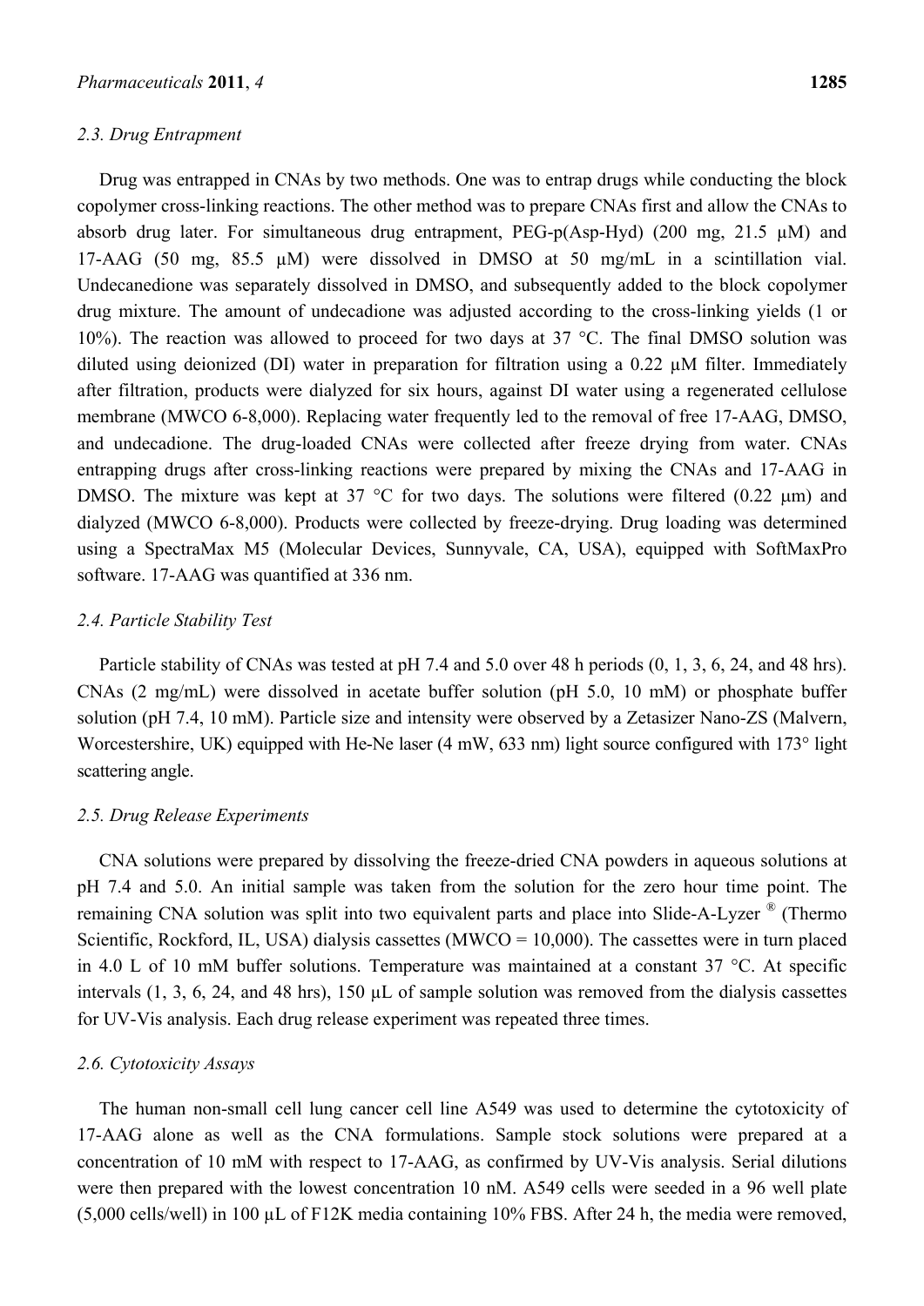### *2.3. Drug Entrapment*

Drug was entrapped in CNAs by two methods. One was to entrap drugs while conducting the block copolymer cross-linking reactions. The other method was to prepare CNAs first and allow the CNAs to absorb drug later. For simultaneous drug entrapment, PEG-p(Asp-Hyd) (200 mg, 21.5 μM) and 17-AAG (50 mg, 85.5 μM) were dissolved in DMSO at 50 mg/mL in a scintillation vial. Undecanedione was separately dissolved in DMSO, and subsequently added to the block copolymer drug mixture. The amount of undecadione was adjusted according to the cross-linking yields (1 or 10%). The reaction was allowed to proceed for two days at 37 °C. The final DMSO solution was diluted using deionized (DI) water in preparation for filtration using a 0.22 μM filter. Immediately after filtration, products were dialyzed for six hours, against DI water using a regenerated cellulose membrane (MWCO 6-8,000). Replacing water frequently led to the removal of free 17-AAG, DMSO, and undecadione. The drug-loaded CNAs were collected after freeze drying from water. CNAs entrapping drugs after cross-linking reactions were prepared by mixing the CNAs and 17-AAG in DMSO. The mixture was kept at 37 °C for two days. The solutions were filtered (0.22 μm) and dialyzed (MWCO 6-8,000). Products were collected by freeze-drying. Drug loading was determined using a SpectraMax M5 (Molecular Devices, Sunnyvale, CA, USA), equipped with SoftMaxPro software. 17-AAG was quantified at 336 nm.

### *2.4. Particle Stability Test*

Particle stability of CNAs was tested at pH 7.4 and 5.0 over 48 h periods (0, 1, 3, 6, 24, and 48 hrs). CNAs (2 mg/mL) were dissolved in acetate buffer solution (pH 5.0, 10 mM) or phosphate buffer solution (pH 7.4, 10 mM). Particle size and intensity were observed by a Zetasizer Nano-ZS (Malvern, Worcestershire, UK) equipped with He-Ne laser (4 mW, 633 nm) light source configured with 173° light scattering angle.

### *2.5. Drug Release Experiments*

CNA solutions were prepared by dissolving the freeze-dried CNA powders in aqueous solutions at pH 7.4 and 5.0. An initial sample was taken from the solution for the zero hour time point. The remaining CNA solution was split into two equivalent parts and place into Slide-A-Lyzer ® (Thermo Scientific, Rockford, IL, USA) dialysis cassettes (MWCO = 10,000). The cassettes were in turn placed in 4.0 L of 10 mM buffer solutions. Temperature was maintained at a constant 37 °C. At specific intervals (1, 3, 6, 24, and 48 hrs), 150 μL of sample solution was removed from the dialysis cassettes for UV-Vis analysis. Each drug release experiment was repeated three times.

### *2.6. Cytotoxicity Assays*

The human non-small cell lung cancer cell line A549 was used to determine the cytotoxicity of 17-AAG alone as well as the CNA formulations. Sample stock solutions were prepared at a concentration of 10 mM with respect to 17-AAG, as confirmed by UV-Vis analysis. Serial dilutions were then prepared with the lowest concentration 10 nM. A549 cells were seeded in a 96 well plate (5,000 cells/well) in 100 μL of F12K media containing 10% FBS. After 24 h, the media were removed,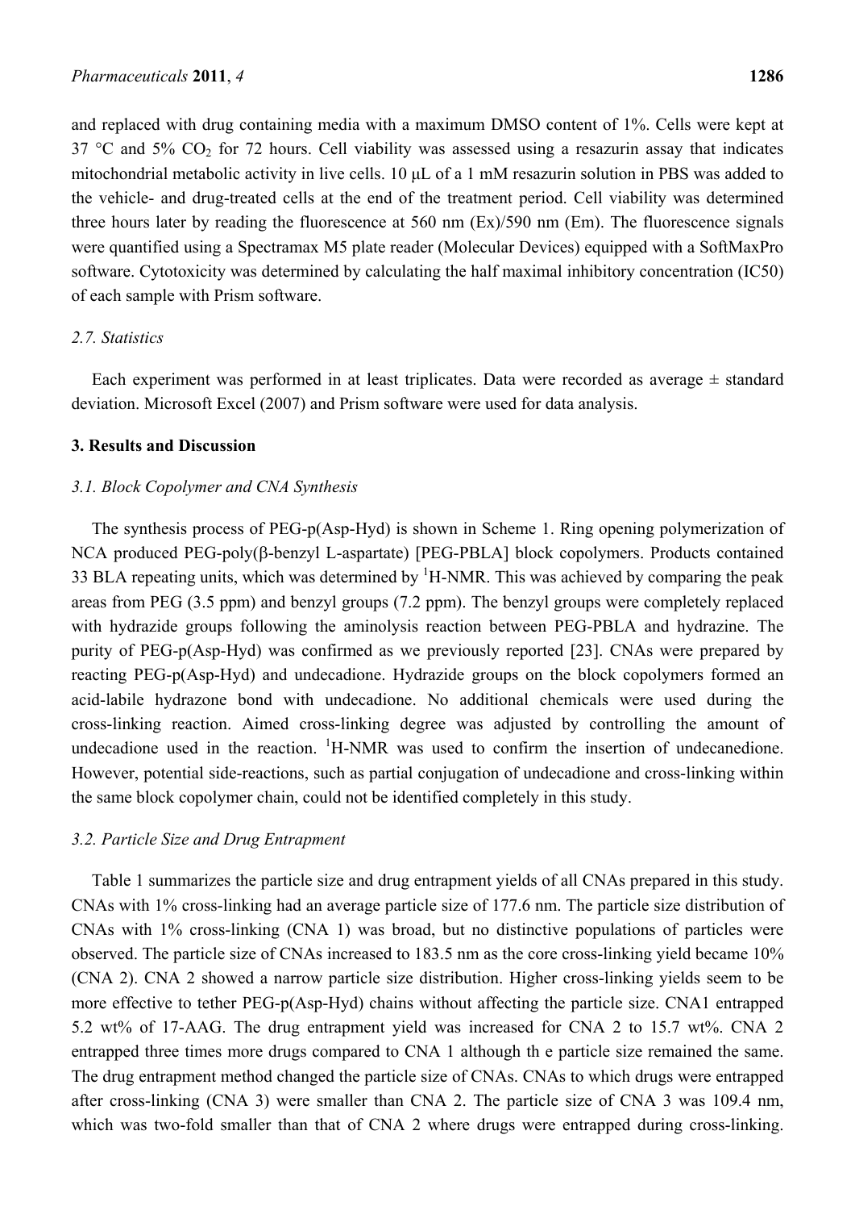and replaced with drug containing media with a maximum DMSO content of 1%. Cells were kept at 37 °C and 5% $CO_2$ for 72 hours. Cell viability was assessed using a resazurin assay that indicates mitochondrial metabolic activity in live cells. 10 μL of a 1 mM resazurin solution in PBS was added to the vehicle- and drug-treated cells at the end of the treatment period. Cell viability was determined three hours later by reading the fluorescence at 560 nm (Ex)/590 nm (Em). The fluorescence signals were quantified using a Spectramax M5 plate reader (Molecular Devices) equipped with a SoftMaxPro software. Cytotoxicity was determined by calculating the half maximal inhibitory concentration (IC50) of each sample with Prism software.

### *2.7. Statistics*

Each experiment was performed in at least triplicates. Data were recorded as average ± standard deviation. Microsoft Excel (2007) and Prism software were used for data analysis.

## 3. Results and Discussion

### *3.1. Block Copolymer and CNA Synthesis*

The synthesis process of PEG-p(Asp-Hyd) is shown in Scheme 1. Ring opening polymerization of NCA produced PEG-poly(β-benzyl L-aspartate) [PEG-PBLA] block copolymers. Products contained 33 BLA repeating units, which was determined by $^{1}$H-NMR. This was achieved by comparing the peak areas from PEG (3.5 ppm) and benzyl groups (7.2 ppm). The benzyl groups were completely replaced with hydrazide groups following the aminolysis reaction between PEG-PBLA and hydrazine. The purity of PEG-p(Asp-Hyd) was confirmed as we previously reported [23]. CNAs were prepared by reacting PEG-p(Asp-Hyd) and undecadione. Hydrazide groups on the block copolymers formed an acid-labile hydrazone bond with undecadione. No additional chemicals were used during the cross-linking reaction. Aimed cross-linking degree was adjusted by controlling the amount of undecadione used in the reaction. $^{1}$H-NMR was used to confirm the insertion of undecanedione. However, potential side-reactions, such as partial conjugation of undecadione and cross-linking within the same block copolymer chain, could not be identified completely in this study.

### *3.2. Particle Size and Drug Entrapment*

Table 1 summarizes the particle size and drug entrapment yields of all CNAs prepared in this study. CNAs with 1% cross-linking had an average particle size of 177.6 nm. The particle size distribution of CNAs with 1% cross-linking (CNA 1) was broad, but no distinctive populations of particles were observed. The particle size of CNAs increased to 183.5 nm as the core cross-linking yield became 10% (CNA 2). CNA 2 showed a narrow particle size distribution. Higher cross-linking yields seem to be more effective to tether PEG-p(Asp-Hyd) chains without affecting the particle size. CNA1 entrapped 5.2 wt% of 17-AAG. The drug entrapment yield was increased for CNA 2 to 15.7 wt%. CNA 2 entrapped three times more drugs compared to CNA 1 although th e particle size remained the same. The drug entrapment method changed the particle size of CNAs. CNAs to which drugs were entrapped after cross-linking (CNA 3) were smaller than CNA 2. The particle size of CNA 3 was 109.4 nm, which was two-fold smaller than that of CNA 2 where drugs were entrapped during cross-linking.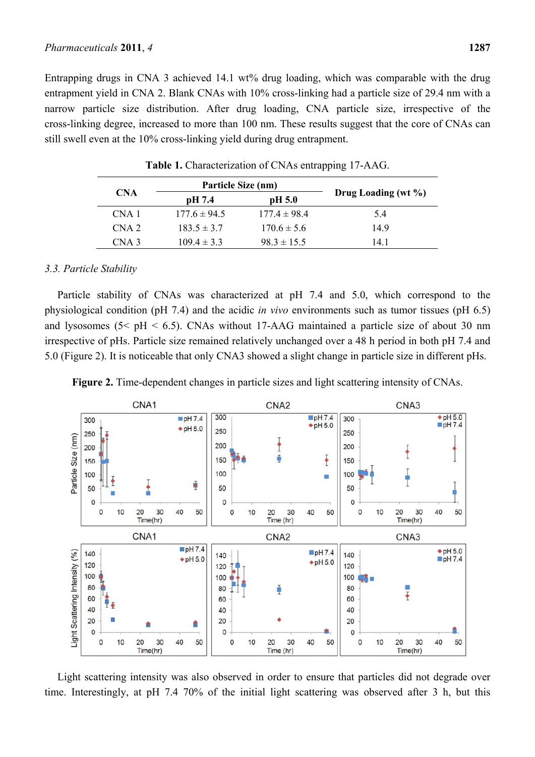Entrapping drugs in CNA 3 achieved 14.1 wt% drug loading, which was comparable with the drug entrapment yield in CNA 2. Blank CNAs with 10% cross-linking had a particle size of 29.4 nm with a narrow particle size distribution. After drug loading, CNA particle size, irrespective of the cross-linking degree, increased to more than 100 nm. These results suggest that the core of CNAs can still swell even at the 10% cross-linking yield during drug entrapment.

**Table 1.** Characterization of CNAs entrapping 17-AAG.

| CNA | Particle Size (nm) | | Drug Loading (wt %) |
|---|---|---|---|
| | pH 7.4 | pH 5.0 | |
| CNA 1 | 177.6 ± 94.5 | 177.4 ± 98.4 | 5.4 |
| CNA 2 | 183.5 ± 3.7 | 170.6 ± 5.6 | 14.9 |
| CNA 3 | 109.4 ± 3.3 | 98.3 ± 15.5 | 14.1 |

### 3.3. Particle Stability

Particle stability of CNAs was characterized at pH 7.4 and 5.0, which correspond to the physiological condition (pH 7.4) and the acidic *in vivo* environments such as tumor tissues (pH 6.5) and lysosomes (5< pH < 6.5). CNAs without 17-AAG maintained a particle size of about 30 nm irrespective of pHs. Particle size remained relatively unchanged over a 48 h period in both pH 7.4 and 5.0 (Figure 2). It is noticeable that only CNA3 showed a slight change in particle size in different pHs.

**Figure 2.** Time-dependent changes in particle sizes and light scattering intensity of CNAs.

Light scattering intensity was also observed in order to ensure that particles did not degrade over time. Interestingly, at pH 7.4 70% of the initial light scattering was observed after 3 h, but this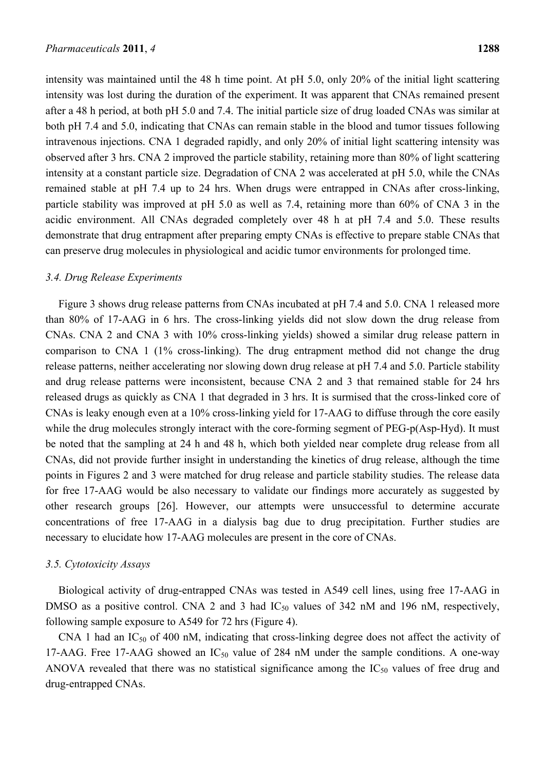intensity was maintained until the 48 h time point. At pH 5.0, only 20% of the initial light scattering intensity was lost during the duration of the experiment. It was apparent that CNAs remained present after a 48 h period, at both pH 5.0 and 7.4. The initial particle size of drug loaded CNAs was similar at both pH 7.4 and 5.0, indicating that CNAs can remain stable in the blood and tumor tissues following intravenous injections. CNA 1 degraded rapidly, and only 20% of initial light scattering intensity was observed after 3 hrs. CNA 2 improved the particle stability, retaining more than 80% of light scattering intensity at a constant particle size. Degradation of CNA 2 was accelerated at pH 5.0, while the CNAs remained stable at pH 7.4 up to 24 hrs. When drugs were entrapped in CNAs after cross-linking, particle stability was improved at pH 5.0 as well as 7.4, retaining more than 60% of CNA 3 in the acidic environment. All CNAs degraded completely over 48 h at pH 7.4 and 5.0. These results demonstrate that drug entrapment after preparing empty CNAs is effective to prepare stable CNAs that can preserve drug molecules in physiological and acidic tumor environments for prolonged time.

### *3.4. Drug Release Experiments*

Figure 3 shows drug release patterns from CNAs incubated at pH 7.4 and 5.0. CNA 1 released more than 80% of 17-AAG in 6 hrs. The cross-linking yields did not slow down the drug release from CNAs. CNA 2 and CNA 3 with 10% cross-linking yields) showed a similar drug release pattern in comparison to CNA 1 (1% cross-linking). The drug entrapment method did not change the drug release patterns, neither accelerating nor slowing down drug release at pH 7.4 and 5.0. Particle stability and drug release patterns were inconsistent, because CNA 2 and 3 that remained stable for 24 hrs released drugs as quickly as CNA 1 that degraded in 3 hrs. It is surmised that the cross-linked core of CNAs is leaky enough even at a 10% cross-linking yield for 17-AAG to diffuse through the core easily while the drug molecules strongly interact with the core-forming segment of PEG-p(Asp-Hyd). It must be noted that the sampling at 24 h and 48 h, which both yielded near complete drug release from all CNAs, did not provide further insight in understanding the kinetics of drug release, although the time points in Figures 2 and 3 were matched for drug release and particle stability studies. The release data for free 17-AAG would be also necessary to validate our findings more accurately as suggested by other research groups [26]. However, our attempts were unsuccessful to determine accurate concentrations of free 17-AAG in a dialysis bag due to drug precipitation. Further studies are necessary to elucidate how 17-AAG molecules are present in the core of CNAs.

### *3.5. Cytotoxicity Assays*

Biological activity of drug-entrapped CNAs was tested in A549 cell lines, using free 17-AAG in DMSO as a positive control. CNA 2 and 3 had $IC_{50}$ values of 342 nM and 196 nM, respectively, following sample exposure to A549 for 72 hrs (Figure 4).

CNA 1 had an $IC_{50}$ of 400 nM, indicating that cross-linking degree does not affect the activity of 17-AAG. Free 17-AAG showed an $IC_{50}$ value of 284 nM under the sample conditions. A one-way ANOVA revealed that there was no statistical significance among the $IC_{50}$ values of free drug and drug-entrapped CNAs.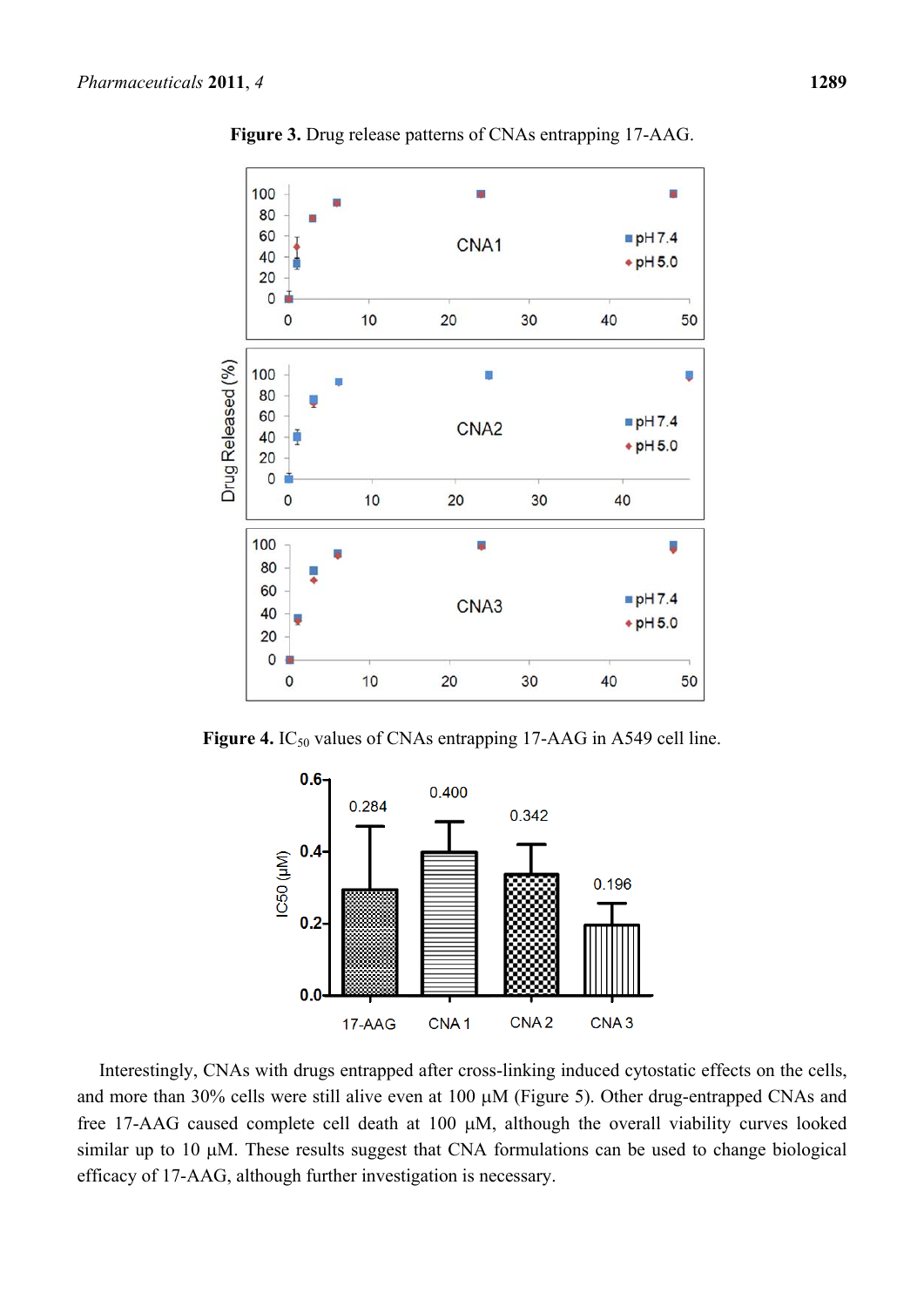**Figure 3.** Drug release patterns of CNAs entrapping 17-AAG.

**Figure 4.** $IC_{50}$ values of CNAs entrapping 17-AAG in A549 cell line.

Interestingly, CNAs with drugs entrapped after cross-linking induced cytostatic effects on the cells, and more than 30% cells were still alive even at 100 µM (Figure 5). Other drug-entrapped CNAs and free 17-AAG caused complete cell death at 100 µM, although the overall viability curves looked similar up to 10 µM. These results suggest that CNA formulations can be used to change biological efficacy of 17-AAG, although further investigation is necessary.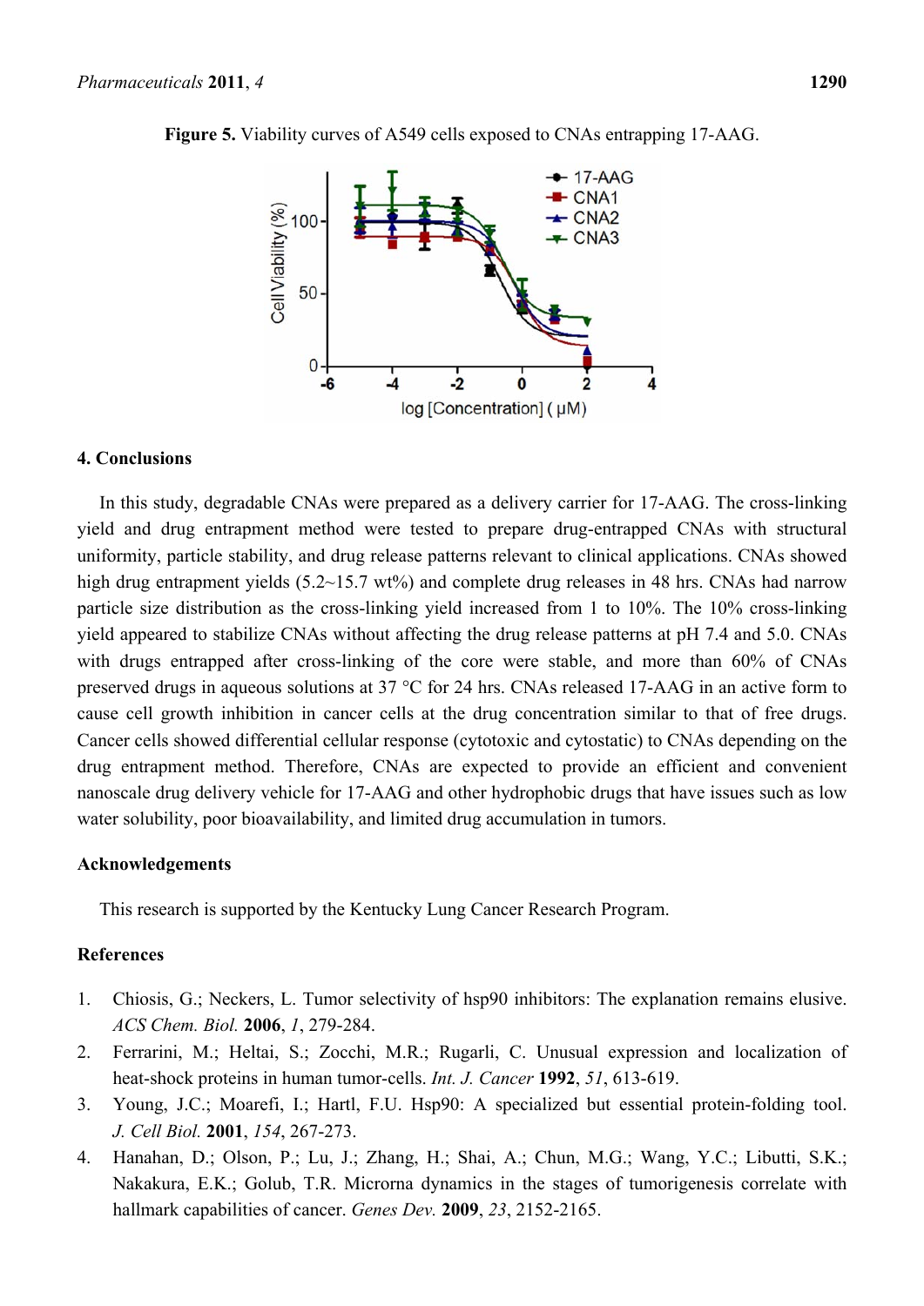**Figure 5.** Viability curves of A549 cells exposed to CNAs entrapping 17-AAG.

## 4. Conclusions

In this study, degradable CNAs were prepared as a delivery carrier for 17-AAG. The cross-linking yield and drug entrapment method were tested to prepare drug-entrapped CNAs with structural uniformity, particle stability, and drug release patterns relevant to clinical applications. CNAs showed high drug entrapment yields (5.2~15.7 wt%) and complete drug releases in 48 hrs. CNAs had narrow particle size distribution as the cross-linking yield increased from 1 to 10%. The 10% cross-linking yield appeared to stabilize CNAs without affecting the drug release patterns at pH 7.4 and 5.0. CNAs with drugs entrapped after cross-linking of the core were stable, and more than 60% of CNAs preserved drugs in aqueous solutions at 37 °C for 24 hrs. CNAs released 17-AAG in an active form to cause cell growth inhibition in cancer cells at the drug concentration similar to that of free drugs. Cancer cells showed differential cellular response (cytotoxic and cytostatic) to CNAs depending on the drug entrapment method. Therefore, CNAs are expected to provide an efficient and convenient nanoscale drug delivery vehicle for 17-AAG and other hydrophobic drugs that have issues such as low water solubility, poor bioavailability, and limited drug accumulation in tumors.

## Acknowledgements

This research is supported by the Kentucky Lung Cancer Research Program.

## References

1. Chiosis, G.; Neckers, L. Tumor selectivity of hsp90 inhibitors: The explanation remains elusive. *ACS Chem. Biol.* **2006**, *1*, 279-284.
2. Ferrarini, M.; Heltai, S.; Zocchi, M.R.; Rugarli, C. Unusual expression and localization of heat-shock proteins in human tumor-cells. *Int. J. Cancer* **1992**, *51*, 613-619.
3. Young, J.C.; Moarefi, I.; Hartl, F.U. Hsp90: A specialized but essential protein-folding tool. *J. Cell Biol.* **2001**, *154*, 267-273.
4. Hanahan, D.; Olson, P.; Lu, J.; Zhang, H.; Shai, A.; Chun, M.G.; Wang, Y.C.; Libutti, S.K.; Nakakura, E.K.; Golub, T.R. Microrna dynamics in the stages of tumorigenesis correlate with hallmark capabilities of cancer. *Genes Dev.* **2009**, *23*, 2152-2165.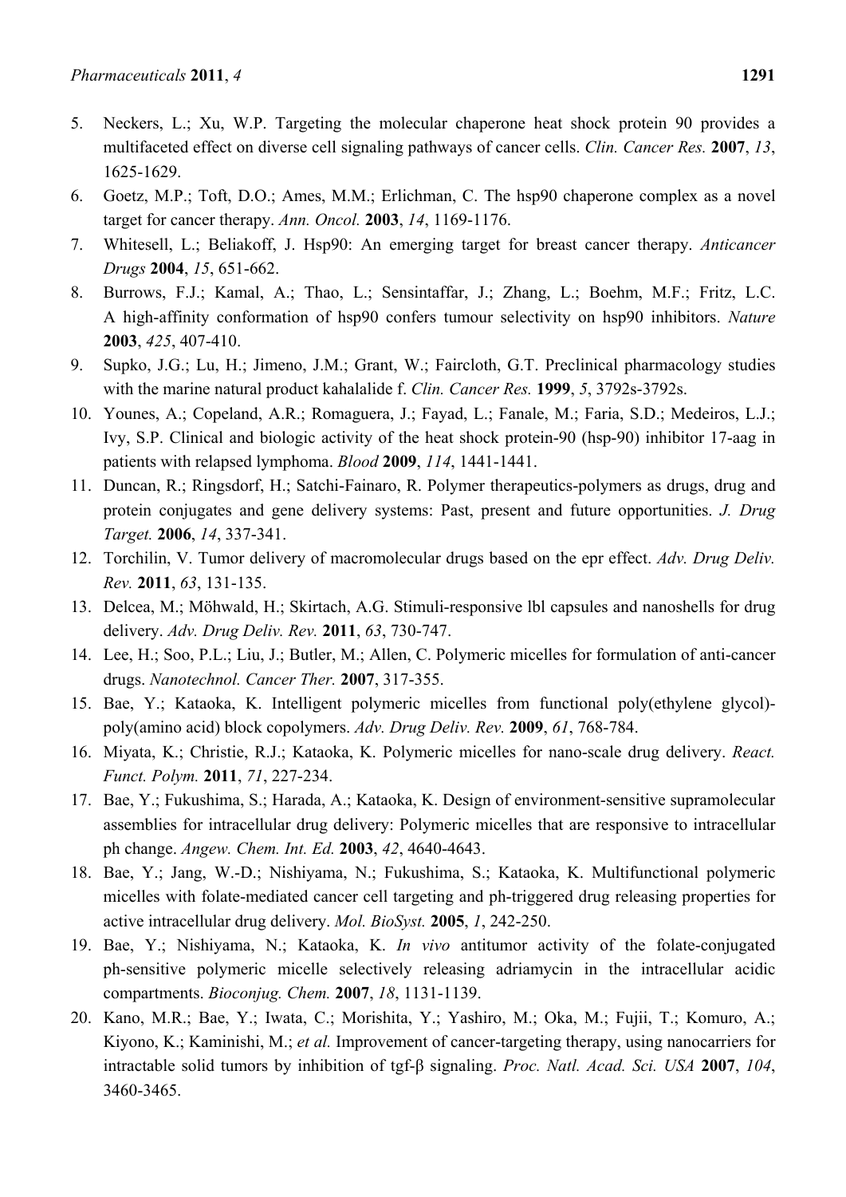5. Neckers, L.; Xu, W.P. Targeting the molecular chaperone heat shock protein 90 provides a multifaceted effect on diverse cell signaling pathways of cancer cells. *Clin. Cancer Res.* **2007**, *13*, 1625-1629.
6. Goetz, M.P.; Toft, D.O.; Ames, M.M.; Erlichman, C. The hsp90 chaperone complex as a novel target for cancer therapy. *Ann. Oncol.* **2003**, *14*, 1169-1176.
7. Whitesell, L.; Beliakoff, J. Hsp90: An emerging target for breast cancer therapy. *Anticancer Drugs* **2004**, *15*, 651-662.
8. Burrows, F.J.; Kamal, A.; Thao, L.; Sensintaffar, J.; Zhang, L.; Boehm, M.F.; Fritz, L.C. A high-affinity conformation of hsp90 confers tumour selectivity on hsp90 inhibitors. *Nature* **2003**, *425*, 407-410.
9. Supko, J.G.; Lu, H.; Jimeno, J.M.; Grant, W.; Faircloth, G.T. Preclinical pharmacology studies with the marine natural product kahalalide f. *Clin. Cancer Res.* **1999**, *5*, 3792s-3792s.
10. Younes, A.; Copeland, A.R.; Romaguera, J.; Fayad, L.; Fanale, M.; Faria, S.D.; Medeiros, L.J.; Ivy, S.P. Clinical and biologic activity of the heat shock protein-90 (hsp-90) inhibitor 17-aag in patients with relapsed lymphoma. *Blood* **2009**, *114*, 1441-1441.
11. Duncan, R.; Ringsdorf, H.; Satchi-Fainaro, R. Polymer therapeutics-polymers as drugs, drug and protein conjugates and gene delivery systems: Past, present and future opportunities. *J. Drug Target.* **2006**, *14*, 337-341.
12. Torchilin, V. Tumor delivery of macromolecular drugs based on the epr effect. *Adv. Drug Deliv. Rev.* **2011**, *63*, 131-135.
13. Delcea, M.; Möhwald, H.; Skirtach, A.G. Stimuli-responsive lbl capsules and nanoshells for drug delivery. *Adv. Drug Deliv. Rev.* **2011**, *63*, 730-747.
14. Lee, H.; Soo, P.L.; Liu, J.; Butler, M.; Allen, C. Polymeric micelles for formulation of anti-cancer drugs. *Nanotechnol. Cancer Ther.* **2007**, 317-355.
15. Bae, Y.; Kataoka, K. Intelligent polymeric micelles from functional poly(ethylene glycol)-poly(amino acid) block copolymers. *Adv. Drug Deliv. Rev.* **2009**, *61*, 768-784.
16. Miyata, K.; Christie, R.J.; Kataoka, K. Polymeric micelles for nano-scale drug delivery. *React. Funct. Polym.* **2011**, *71*, 227-234.
17. Bae, Y.; Fukushima, S.; Harada, A.; Kataoka, K. Design of environment-sensitive supramolecular assemblies for intracellular drug delivery: Polymeric micelles that are responsive to intracellular ph change. *Angew. Chem. Int. Ed.* **2003**, *42*, 4640-4643.
18. Bae, Y.; Jang, W.-D.; Nishiyama, N.; Fukushima, S.; Kataoka, K. Multifunctional polymeric micelles with folate-mediated cancer cell targeting and ph-triggered drug releasing properties for active intracellular drug delivery. *Mol. BioSyst.* **2005**, *1*, 242-250.
19. Bae, Y.; Nishiyama, N.; Kataoka, K. *In vivo* antitumor activity of the folate-conjugated ph-sensitive polymeric micelle selectively releasing adriamycin in the intracellular acidic compartments. *Bioconjug. Chem.* **2007**, *18*, 1131-1139.
20. Kano, M.R.; Bae, Y.; Iwata, C.; Morishita, Y.; Yashiro, M.; Oka, M.; Fujii, T.; Komuro, A.; Kiyono, K.; Kaminishi, M.; *et al.* Improvement of cancer-targeting therapy, using nanocarriers for intractable solid tumors by inhibition of tgf-β signaling. *Proc. Natl. Acad. Sci. USA* **2007**, *104*, 3460-3465.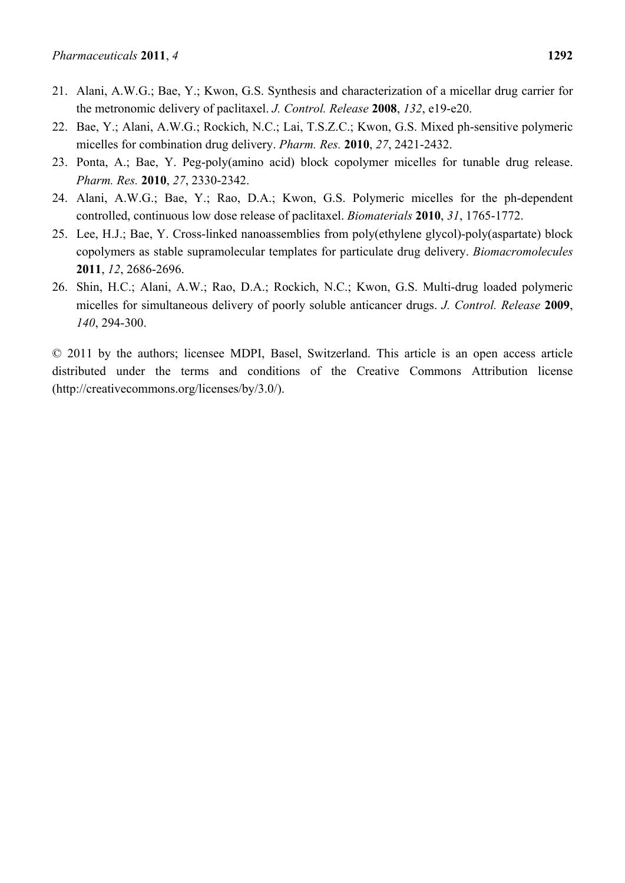21. Alani, A.W.G.; Bae, Y.; Kwon, G.S. Synthesis and characterization of a micellar drug carrier for the metronomic delivery of paclitaxel. *J. Control. Release* **2008**, *132*, e19-e20.
22. Bae, Y.; Alani, A.W.G.; Rockich, N.C.; Lai, T.S.Z.C.; Kwon, G.S. Mixed ph-sensitive polymeric micelles for combination drug delivery. *Pharm. Res.* **2010**, *27*, 2421-2432.
23. Ponta, A.; Bae, Y. Peg-poly(amino acid) block copolymer micelles for tunable drug release. *Pharm. Res.* **2010**, *27*, 2330-2342.
24. Alani, A.W.G.; Bae, Y.; Rao, D.A.; Kwon, G.S. Polymeric micelles for the ph-dependent controlled, continuous low dose release of paclitaxel. *Biomaterials* **2010**, *31*, 1765-1772.
25. Lee, H.J.; Bae, Y. Cross-linked nanoassemblies from poly(ethylene glycol)-poly(aspartate) block copolymers as stable supramolecular templates for particulate drug delivery. *Biomacromolecules* **2011**, *12*, 2686-2696.
26. Shin, H.C.; Alani, A.W.; Rao, D.A.; Rockich, N.C.; Kwon, G.S. Multi-drug loaded polymeric micelles for simultaneous delivery of poorly soluble anticancer drugs. *J. Control. Release* **2009**, *140*, 294-300.

© 2011 by the authors; licensee MDPI, Basel, Switzerland. This article is an open access article distributed under the terms and conditions of the Creative Commons Attribution license (http://creativecommons.org/licenses/by/3.0/).